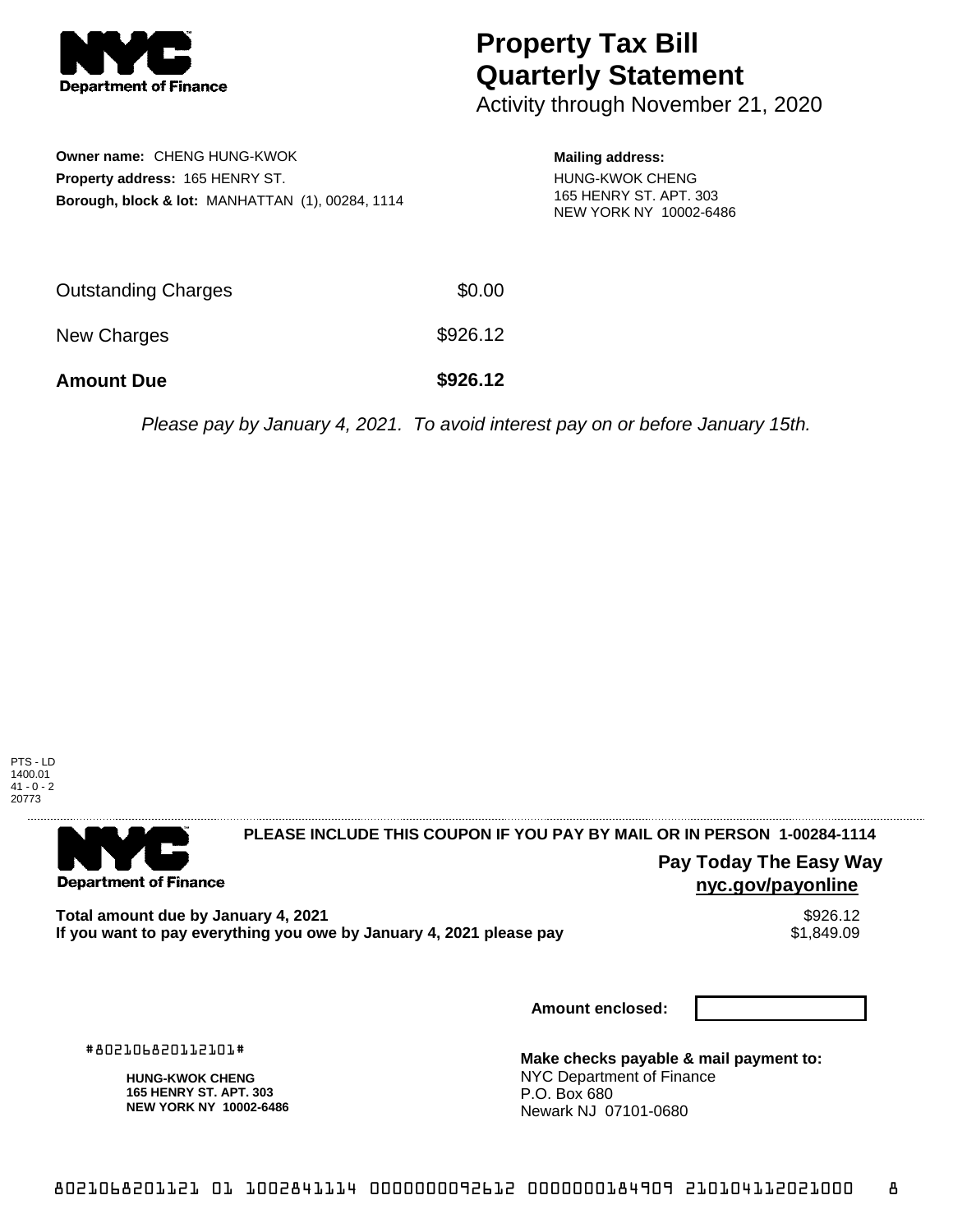# Property Tax Bill Quarterly Statement

Activity through November 21, 2020

**Owner name:** CHENG HUNG-KWOK
**Property address:** 165 HENRY ST.
**Borough, block & lot:** MANHATTAN (1), 00284, 1114

**Mailing address:**
HUNG-KWOK CHENG
165 HENRY ST. APT. 303
NEW YORK NY 10002-6486

| | |
|---|---|
| Outstanding Charges | $0.00 |
| New Charges | $926.12 |
| **Amount Due** | **$926.12** |

*Please pay by January 4, 2021. To avoid interest pay on or before January 15th.*

PTS - LD
1400.01
41 - 0 - 2
20773

---

**PLEASE INCLUDE THIS COUPON IF YOU PAY BY MAIL OR IN PERSON 1-00284-1114**

**Pay Today The Easy Way**
**nyc.gov/payonline**

| | |
|---|---|
| **Total amount due by January 4, 2021** | $926.12 |
| **If you want to pay everything you owe by January 4, 2021 please pay** | $1,849.09 |

**Amount enclosed:**

#802106820112101#

**HUNG-KWOK CHENG**
**165 HENRY ST. APT. 303**
**NEW YORK NY 10002-6486**

**Make checks payable & mail payment to:**
NYC Department of Finance
P.O. Box 680
Newark NJ 07101-0680

8021068201121 01 1002841114 0000000092612 0000000184909 210104112021000 8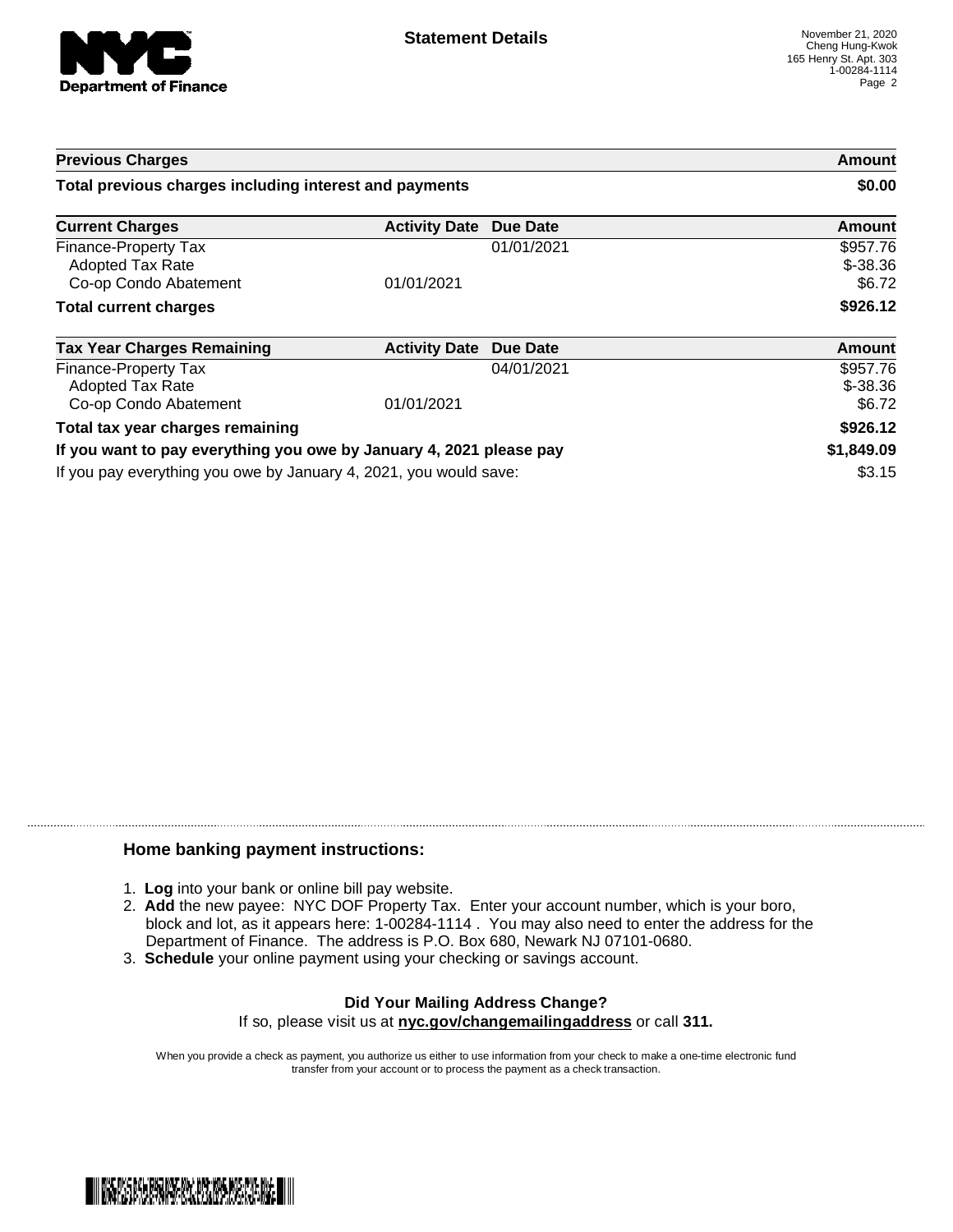## Statement Details

November 21, 2020
Cheng Hung-Kwok
165 Henry St. Apt. 303
1-00284-1114

| Previous Charges | | | Amount |
|---|---|---|---|
| **Total previous charges including interest and payments** | | | **$0.00** |

| Current Charges | Activity Date | Due Date | Amount |
|---|---|---|---|
| Finance-Property Tax | | 01/01/2021 | $957.76 |
| Adopted Tax Rate | | | $-38.36 |
| Co-op Condo Abatement | 01/01/2021 | | $6.72 |
| **Total current charges** | | | **$926.12** |

| Tax Year Charges Remaining | Activity Date | Due Date | Amount |
|---|---|---|---|
| Finance-Property Tax | | 04/01/2021 | $957.76 |
| Adopted Tax Rate | | | $-38.36 |
| Co-op Condo Abatement | 01/01/2021 | | $6.72 |
| **Total tax year charges remaining** | | | **$926.12** |
| **If you want to pay everything you owe by January 4, 2021 please pay** | | | **$1,849.09** |
| If you pay everything you owe by January 4, 2021, you would save: | | | $3.15 |

### Home banking payment instructions:

1. **Log** into your bank or online bill pay website.
2. **Add** the new payee: NYC DOF Property Tax. Enter your account number, which is your boro, block and lot, as it appears here: 1-00284-1114 . You may also need to enter the address for the Department of Finance. The address is P.O. Box 680, Newark NJ 07101-0680.
3. **Schedule** your online payment using your checking or savings account.

**Did Your Mailing Address Change?**

If so, please visit us at **nyc.gov/changemailingaddress** or call **311.**

When you provide a check as payment, you authorize us either to use information from your check to make a one-time electronic fund transfer from your account or to process the payment as a check transaction.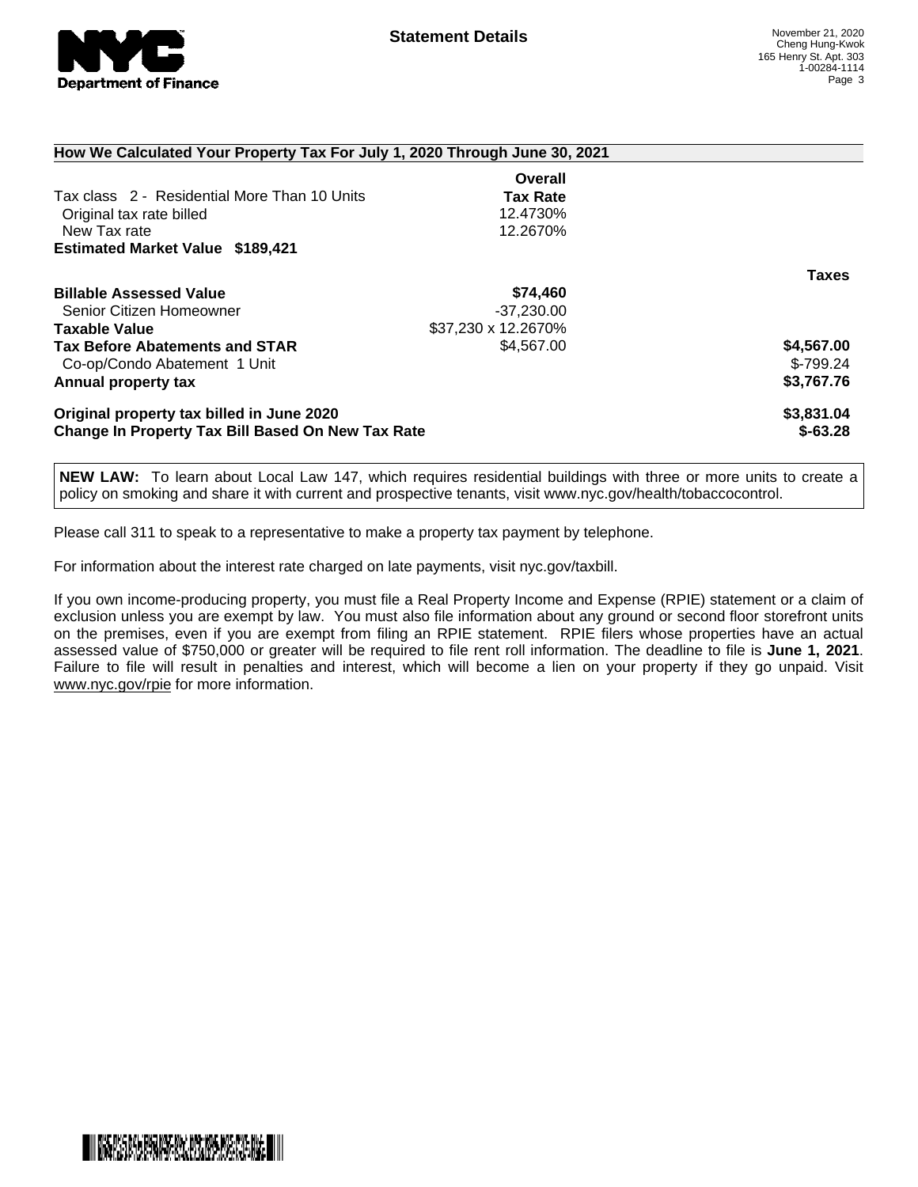**Statement Details**

November 21, 2020
Cheng Hung-Kwok
165 Henry St. Apt. 303
1-00284-1114

## How We Calculated Your Property Tax For July 1, 2020 Through June 30, 2021

| | Overall Tax Rate | |
|---|---|---|
| Tax class 2 - Residential More Than 10 Units | | |
| Original tax rate billed | 12.4730% | |
| New Tax rate | 12.2670% | |
| **Estimated Market Value $189,421** | | |
| | | **Taxes** |
| **Billable Assessed Value** | **$74,460** | |
| Senior Citizen Homeowner | -37,230.00 | |
| **Taxable Value** | $37,230 x 12.2670% | |
| **Tax Before Abatements and STAR** | $4,567.00 | **$4,567.00** |
| Co-op/Condo Abatement 1 Unit | | $-799.24 |
| **Annual property tax** | | **$3,767.76** |
| **Original property tax billed in June 2020** | | **$3,831.04** |
| **Change In Property Tax Bill Based On New Tax Rate** | | **$-63.28** |

**NEW LAW:** To learn about Local Law 147, which requires residential buildings with three or more units to create a policy on smoking and share it with current and prospective tenants, visit www.nyc.gov/health/tobaccocontrol.

Please call 311 to speak to a representative to make a property tax payment by telephone.

For information about the interest rate charged on late payments, visit nyc.gov/taxbill.

If you own income-producing property, you must file a Real Property Income and Expense (RPIE) statement or a claim of exclusion unless you are exempt by law. You must also file information about any ground or second floor storefront units on the premises, even if you are exempt from filing an RPIE statement. RPIE filers whose properties have an actual assessed value of $750,000 or greater will be required to file rent roll information. The deadline to file is **June 1, 2021**. Failure to file will result in penalties and interest, which will become a lien on your property if they go unpaid. Visit www.nyc.gov/rpie for more information.